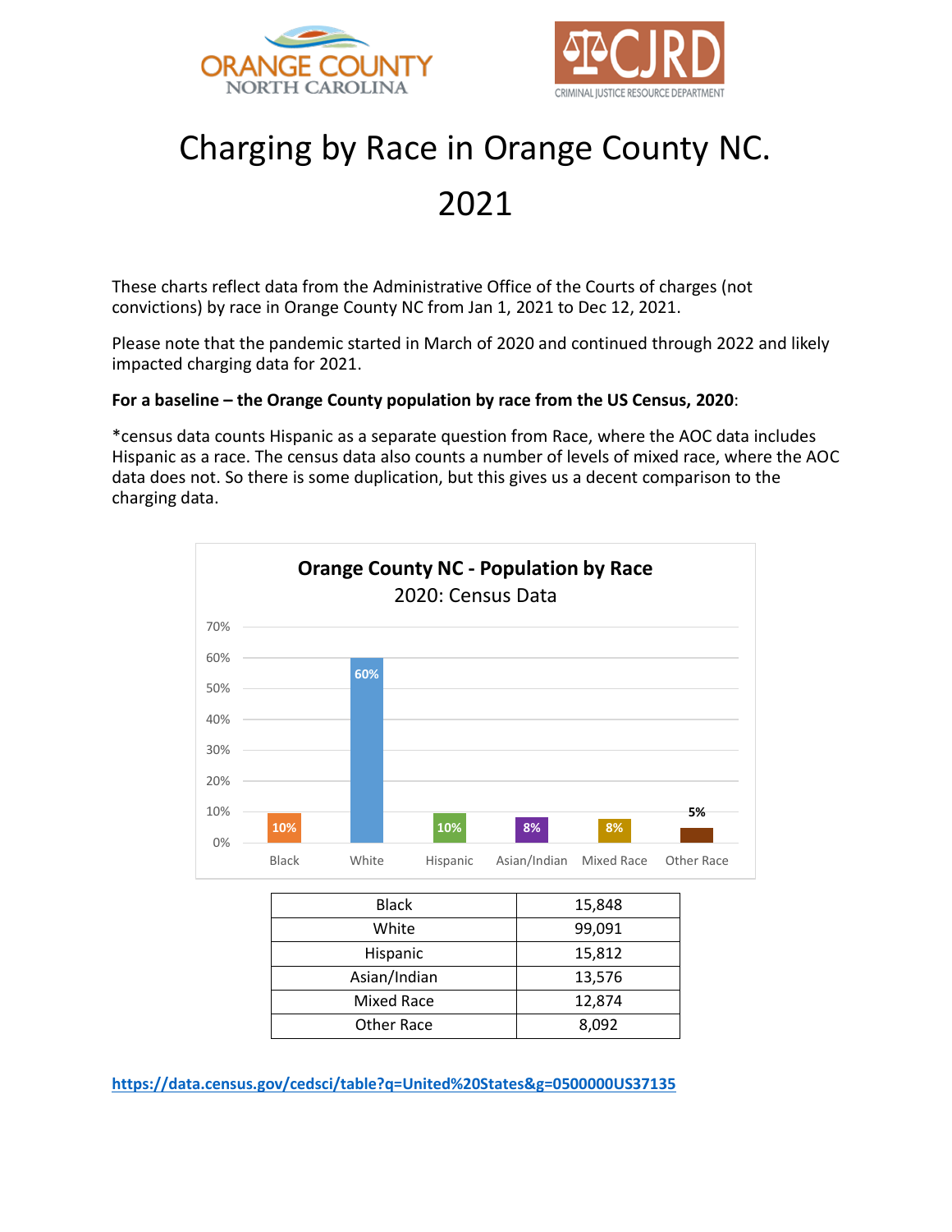# Charging by Race in Orange County NC. 2021

These charts reflect data from the Administrative Office of the Courts of charges (not convictions) by race in Orange County NC from Jan 1, 2021 to Dec 12, 2021.

Please note that the pandemic started in March of 2020 and continued through 2022 and likely impacted charging data for 2021.

**For a baseline – the Orange County population by race from the US Census, 2020**:

*census data counts Hispanic as a separate question from Race, where the AOC data includes Hispanic as a race. The census data also counts a number of levels of mixed race, where the AOC data does not. So there is some duplication, but this gives us a decent comparison to the charging data.

**Orange County NC - Population by Race**
2020: Census Data

| Race | Percent |
|---|---|
| Black | 10% |
| White | 60% |
| Hispanic | 10% |
| Asian/Indian | 8% |
| Mixed Race | 8% |
| Other Race | 5% |

| | |
|---|---|
| Black | 15,848 |
| White | 99,091 |
| Hispanic | 15,812 |
| Asian/Indian | 13,576 |
| Mixed Race | 12,874 |
| Other Race | 8,092 |

**https://data.census.gov/cedsci/table?q=United%20States&g=0500000US37135**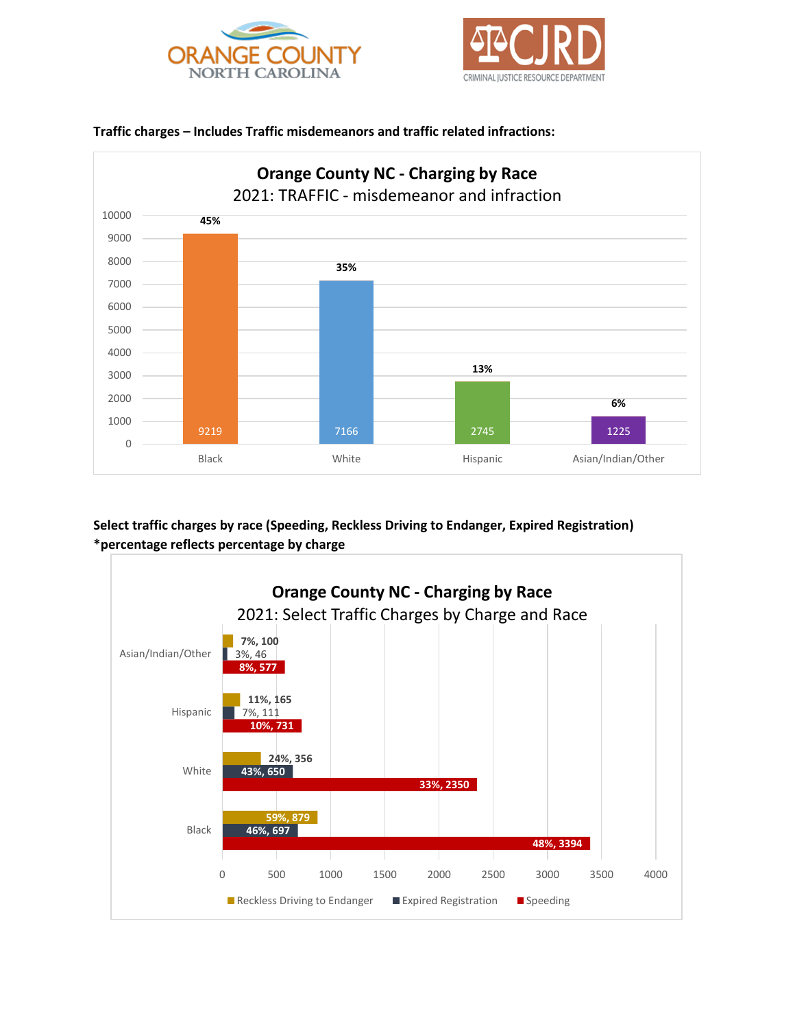**Traffic charges – Includes Traffic misdemeanors and traffic related infractions:**

**Orange County NC - Charging by Race**

2021: TRAFFIC - misdemeanor and infraction

| Race | Count | Percentage |
|---|---|---|
| Black | 9219 | 45% |
| White | 7166 | 35% |
| Hispanic | 2745 | 13% |
| Asian/Indian/Other | 1225 | 6% |

**Select traffic charges by race (Speeding, Reckless Driving to Endanger, Expired Registration)**
**\*percentage reflects percentage by charge**

**Orange County NC - Charging by Race**

2021: Select Traffic Charges by Charge and Race

| Race | Reckless Driving to Endanger | Expired Registration | Speeding |
|---|---|---|---|
| Asian/Indian/Other | 7%, 100 | 3%, 46 | 8%, 577 |
| Hispanic | 11%, 165 | 7%, 111 | 10%, 731 |
| White | 24%, 356 | 43%, 650 | 33%, 2350 |
| Black | 59%, 879 | 46%, 697 | 48%, 3394 |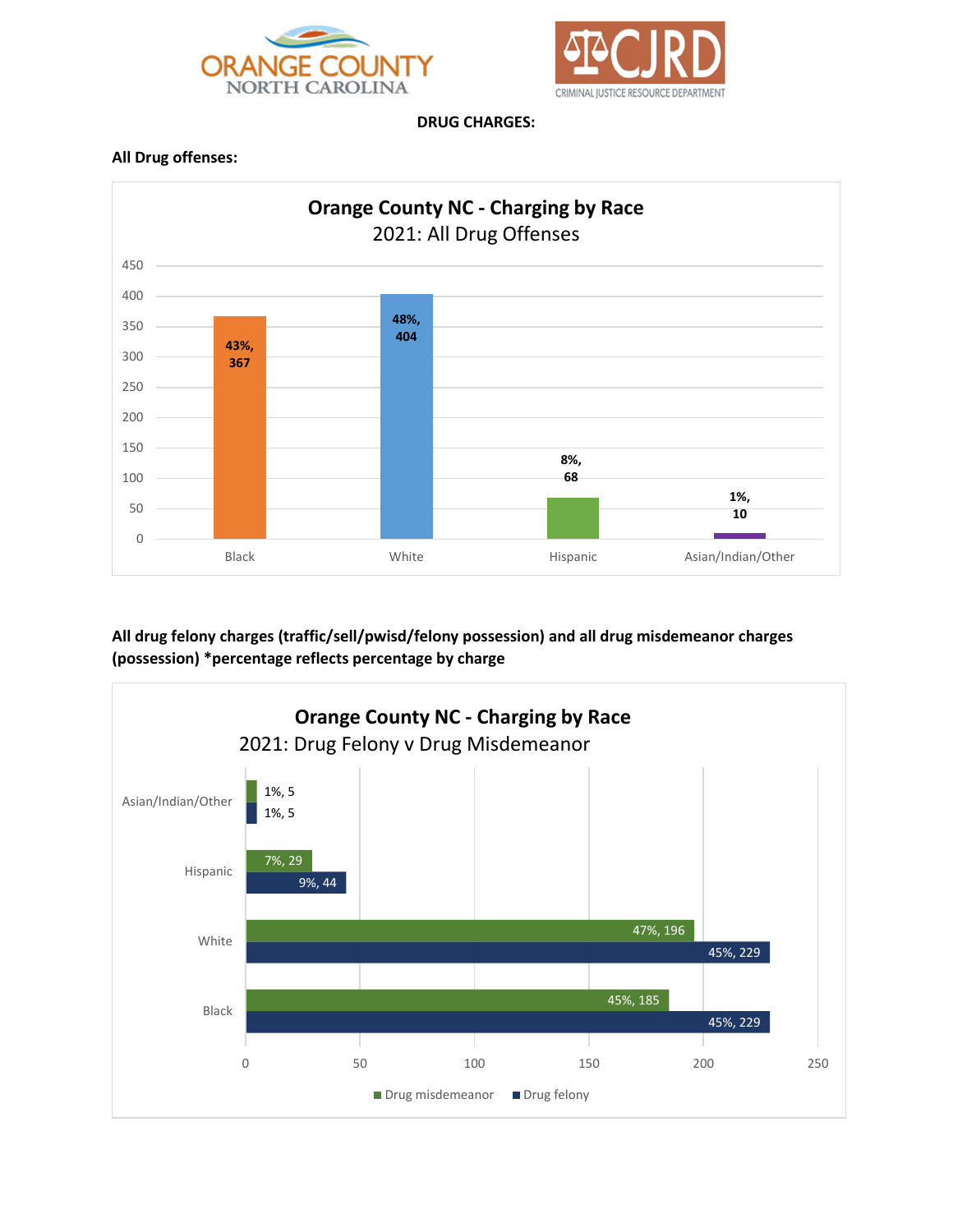**DRUG CHARGES:**

**All Drug offenses:**

**Orange County NC - Charging by Race**
2021: All Drug Offenses

| Race | Percentage | Count |
| --- | --- | --- |
| Black | 43% | 367 |
| White | 48% | 404 |
| Hispanic | 8% | 68 |
| Asian/Indian/Other | 1% | 10 |

**All drug felony charges (traffic/sell/pwisd/felony possession) and all drug misdemeanor charges (possession) *percentage reflects percentage by charge**

**Orange County NC - Charging by Race**
2021: Drug Felony v Drug Misdemeanor

| Race | Drug misdemeanor | Drug felony |
| --- | --- | --- |
| Asian/Indian/Other | 1%, 5 | 1%, 5 |
| Hispanic | 7%, 29 | 9%, 44 |
| White | 47%, 196 | 45%, 229 |
| Black | 45%, 185 | 45%, 229 |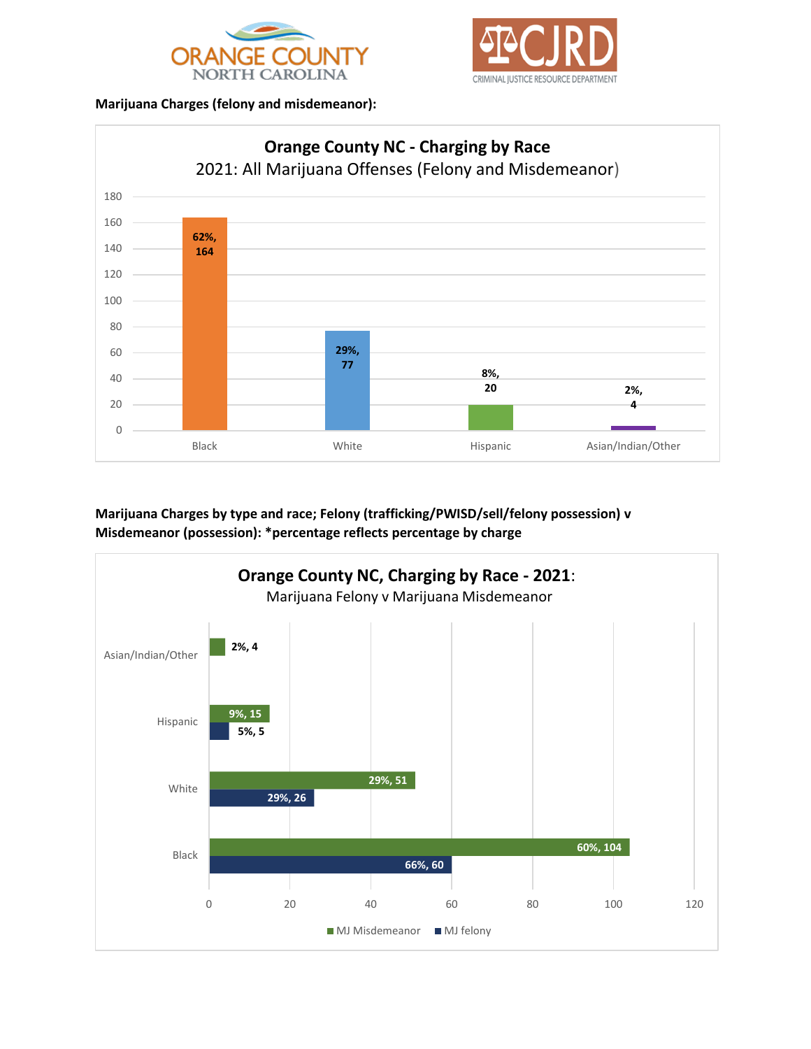**Marijuana Charges (felony and misdemeanor):**

**Orange County NC - Charging by Race**

2021: All Marijuana Offenses (Felony and Misdemeanor)

| Race | Percentage | Count |
|---|---|---|
| Black | 62% | 164 |
| White | 29% | 77 |
| Hispanic | 8% | 20 |
| Asian/Indian/Other | 2% | 4 |

**Marijuana Charges by type and race; Felony (trafficking/PWISD/sell/felony possession) v Misdemeanor (possession): *percentage reflects percentage by charge**

**Orange County NC, Charging by Race - 2021**:

Marijuana Felony v Marijuana Misdemeanor

| Race | MJ Misdemeanor | MJ felony |
|---|---|---|
| Asian/Indian/Other | 2%, 4 | |
| Hispanic | 9%, 15 | 5%, 5 |
| White | 29%, 51 | 29%, 26 |
| Black | 60%, 104 | 66%, 60 |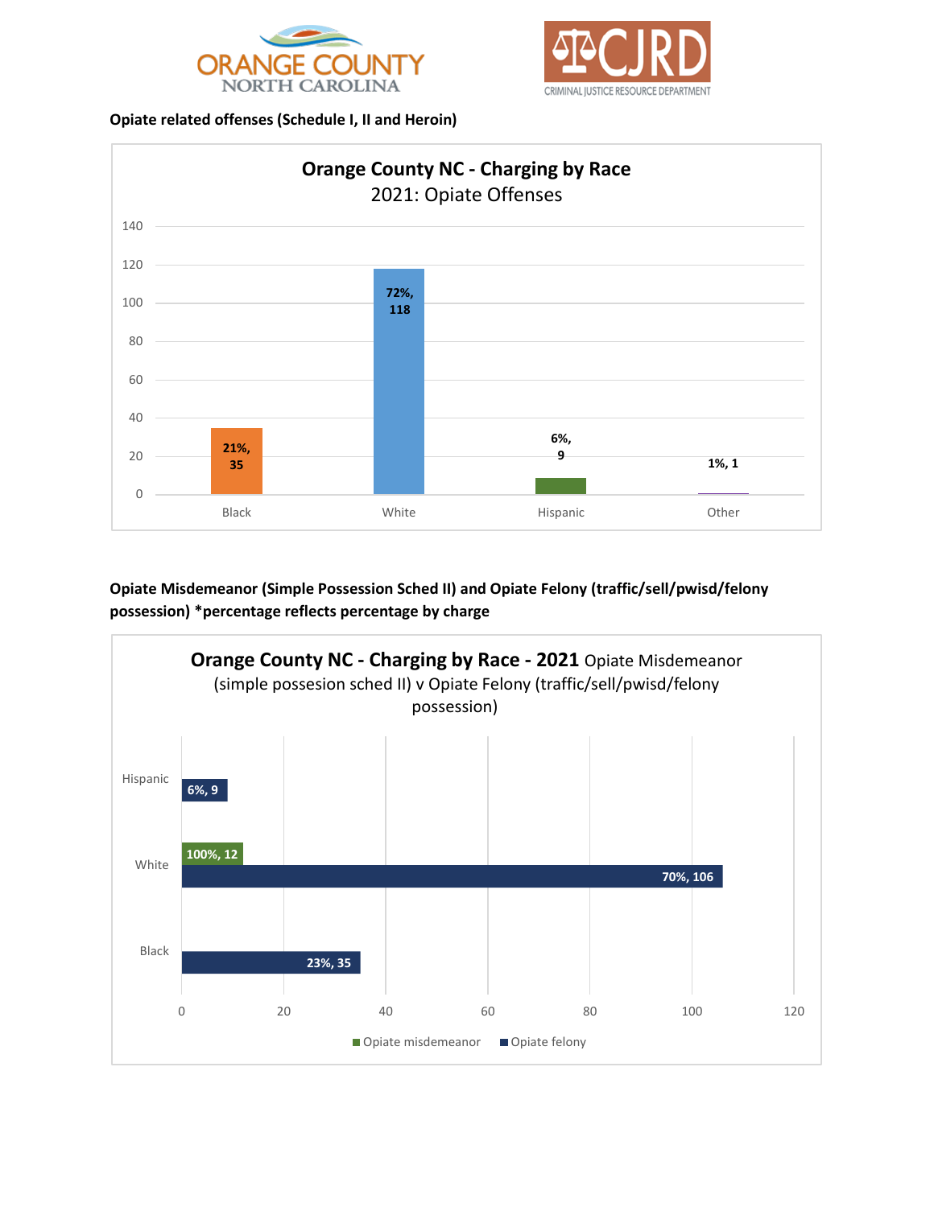**Opiate related offenses (Schedule I, II and Heroin)**

**Orange County NC - Charging by Race**
2021: Opiate Offenses

| Race | Percentage | Count |
| --- | --- | --- |
| Black | 21% | 35 |
| White | 72% | 118 |
| Hispanic | 6% | 9 |
| Other | 1% | 1 |

**Opiate Misdemeanor (Simple Possession Sched II) and Opiate Felony (traffic/sell/pwisd/felony possession) *percentage reflects percentage by charge**

**Orange County NC - Charging by Race - 2021** Opiate Misdemeanor (simple possesion sched II) v Opiate Felony (traffic/sell/pwisd/felony possession)

| Race | Opiate misdemeanor | Opiate felony |
| --- | --- | --- |
| Hispanic | | 6%, 9 |
| White | 100%, 12 | 70%, 106 |
| Black | | 23%, 35 |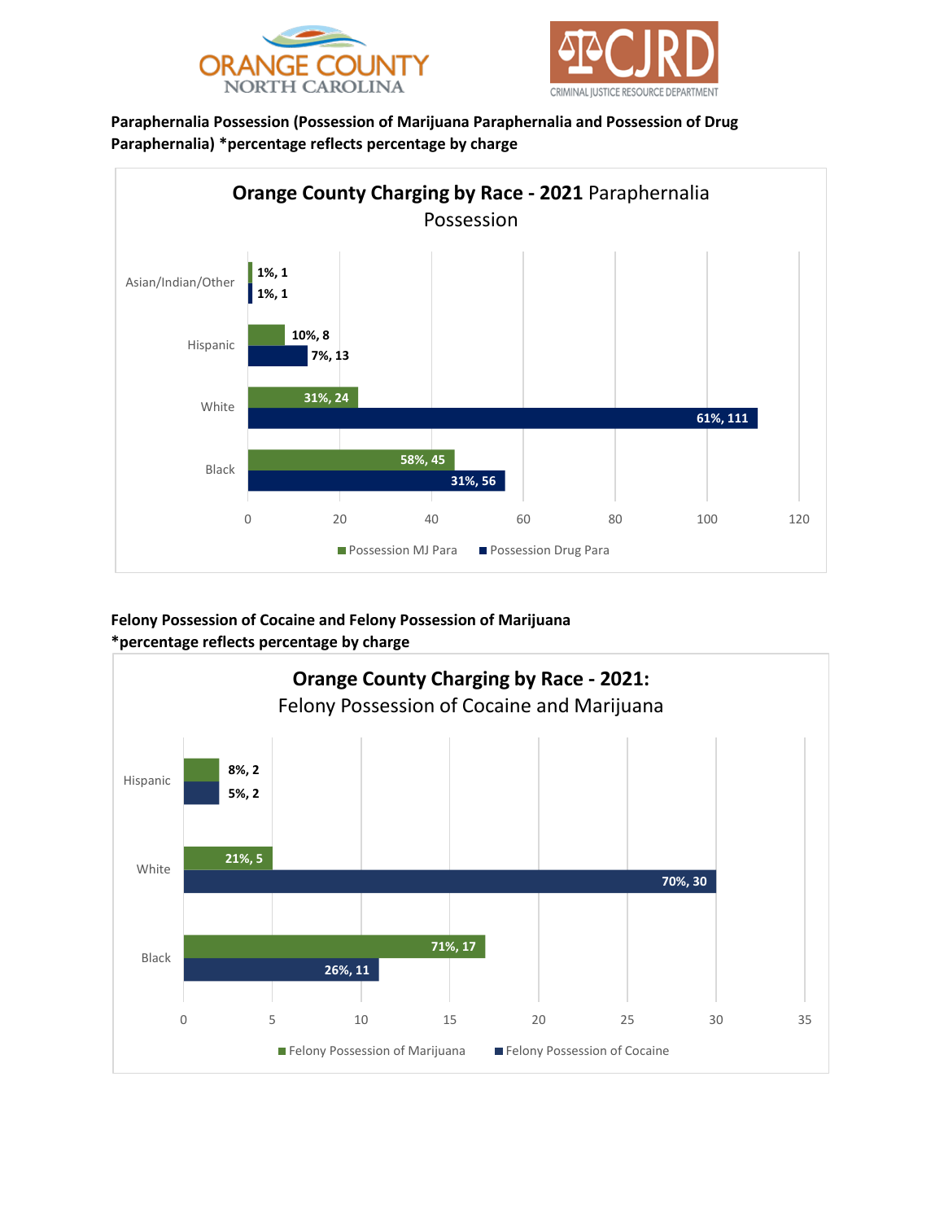**Paraphernalia Possession (Possession of Marijuana Paraphernalia and Possession of Drug Paraphernalia) *percentage reflects percentage by charge**

**Orange County Charging by Race - 2021** Paraphernalia Possession

| Race | Possession MJ Para | Possession Drug Para |
|---|---|---|
| Asian/Indian/Other | 1%, 1 | 1%, 1 |
| Hispanic | 10%, 8 | 7%, 13 |
| White | 31%, 24 | 61%, 111 |
| Black | 58%, 45 | 31%, 56 |

**Felony Possession of Cocaine and Felony Possession of Marijuana *percentage reflects percentage by charge**

**Orange County Charging by Race - 2021:** Felony Possession of Cocaine and Marijuana

| Race | Felony Possession of Marijuana | Felony Possession of Cocaine |
|---|---|---|
| Hispanic | 8%, 2 | 5%, 2 |
| White | 21%, 5 | 70%, 30 |
| Black | 71%, 17 | 26%, 11 |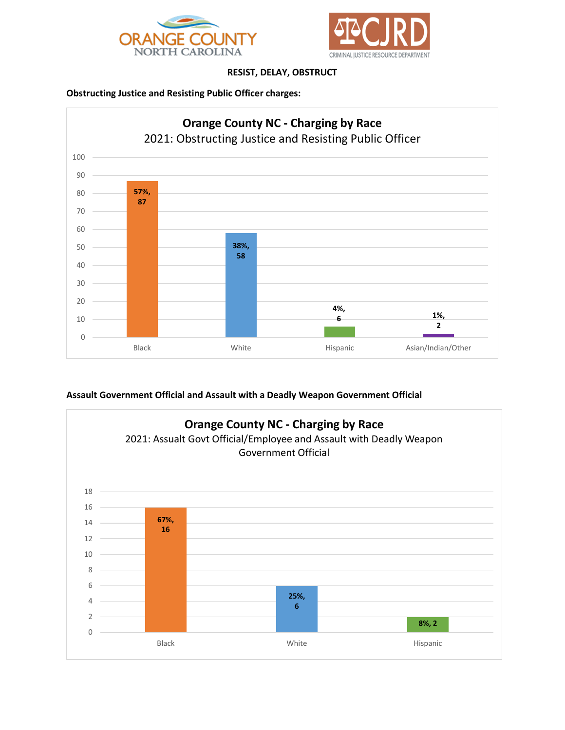ORANGE COUNTY NORTH CAROLINA

CJRD CRIMINAL JUSTICE RESOURCE DEPARTMENT

## RESIST, DELAY, OBSTRUCT

**Obstructing Justice and Resisting Public Officer charges:**

**Orange County NC - Charging by Race**

2021: Obstructing Justice and Resisting Public Officer

100
90
80
70
60
50
40
30
20
10
0

57%, 87
38%, 58
4%, 6
1%, 2

Black
White
Hispanic
Asian/Indian/Other

**Assault Government Official and Assault with a Deadly Weapon Government Official**

**Orange County NC - Charging by Race**

2021: Assualt Govt Official/Employee and Assault with Deadly Weapon Government Official

18
16
14
12
10
8
6
4
2
0

67%, 16
25%, 6
8%, 2

Black
White
Hispanic